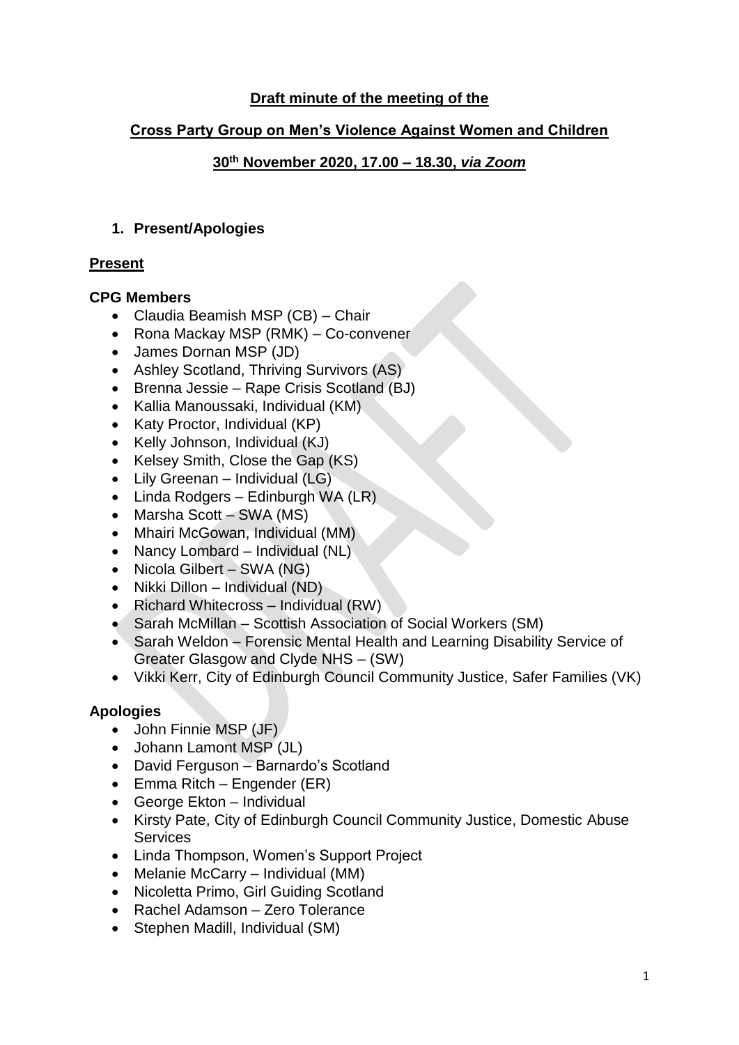**Draft minute of the meeting of the**

**Cross Party Group on Men's Violence Against Women and Children**

**30th November 2020, 17.00 – 18.30, *via Zoom***

## 1. Present/Apologies

### Present

**CPG Members**

- Claudia Beamish MSP (CB) – Chair
- Rona Mackay MSP (RMK) – Co-convener
- James Dornan MSP (JD)
- Ashley Scotland, Thriving Survivors (AS)
- Brenna Jessie – Rape Crisis Scotland (BJ)
- Kallia Manoussaki, Individual (KM)
- Katy Proctor, Individual (KP)
- Kelly Johnson, Individual (KJ)
- Kelsey Smith, Close the Gap (KS)
- Lily Greenan – Individual (LG)
- Linda Rodgers – Edinburgh WA (LR)
- Marsha Scott – SWA (MS)
- Mhairi McGowan, Individual (MM)
- Nancy Lombard – Individual (NL)
- Nicola Gilbert – SWA (NG)
- Nikki Dillon – Individual (ND)
- Richard Whitecross – Individual (RW)
- Sarah McMillan – Scottish Association of Social Workers (SM)
- Sarah Weldon – Forensic Mental Health and Learning Disability Service of Greater Glasgow and Clyde NHS – (SW)
- Vikki Kerr, City of Edinburgh Council Community Justice, Safer Families (VK)

**Apologies**

- John Finnie MSP (JF)
- Johann Lamont MSP (JL)
- David Ferguson – Barnardo's Scotland
- Emma Ritch – Engender (ER)
- George Ekton – Individual
- Kirsty Pate, City of Edinburgh Council Community Justice, Domestic Abuse Services
- Linda Thompson, Women's Support Project
- Melanie McCarry – Individual (MM)
- Nicoletta Primo, Girl Guiding Scotland
- Rachel Adamson – Zero Tolerance
- Stephen Madill, Individual (SM)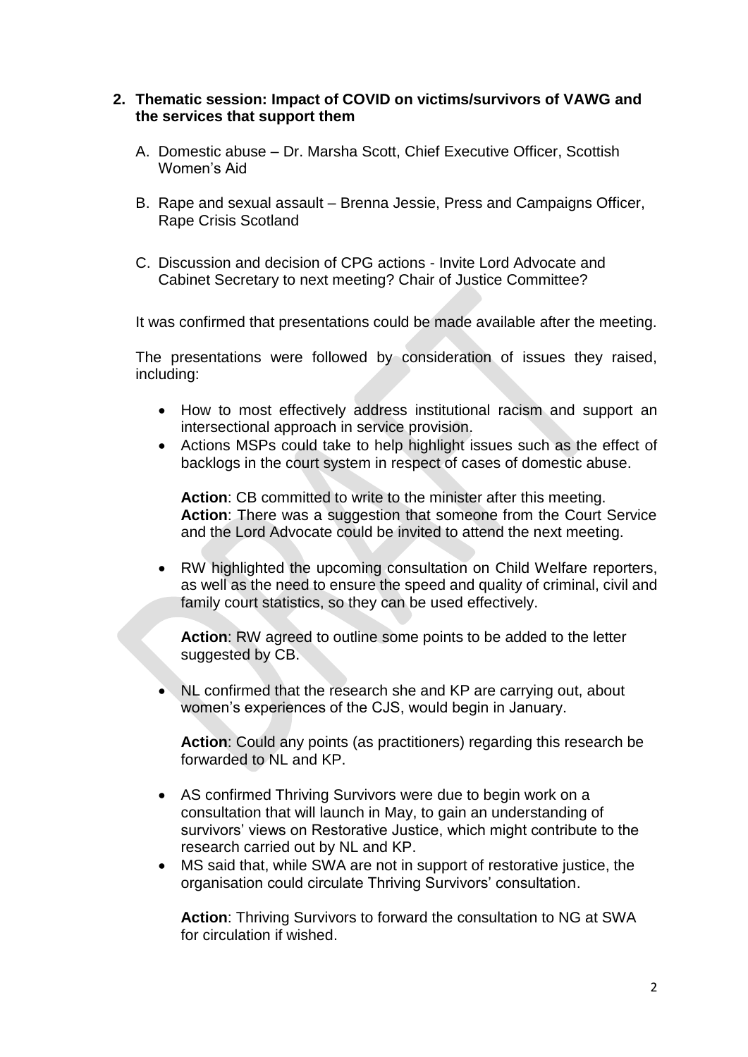## 2. Thematic session: Impact of COVID on victims/survivors of VAWG and the services that support them

A. Domestic abuse – Dr. Marsha Scott, Chief Executive Officer, Scottish Women's Aid

B. Rape and sexual assault – Brenna Jessie, Press and Campaigns Officer, Rape Crisis Scotland

C. Discussion and decision of CPG actions - Invite Lord Advocate and Cabinet Secretary to next meeting? Chair of Justice Committee?

It was confirmed that presentations could be made available after the meeting.

The presentations were followed by consideration of issues they raised, including:

- How to most effectively address institutional racism and support an intersectional approach in service provision.
- Actions MSPs could take to help highlight issues such as the effect of backlogs in the court system in respect of cases of domestic abuse.

  **Action**: CB committed to write to the minister after this meeting.
  **Action**: There was a suggestion that someone from the Court Service and the Lord Advocate could be invited to attend the next meeting.

- RW highlighted the upcoming consultation on Child Welfare reporters, as well as the need to ensure the speed and quality of criminal, civil and family court statistics, so they can be used effectively.

  **Action**: RW agreed to outline some points to be added to the letter suggested by CB.

- NL confirmed that the research she and KP are carrying out, about women's experiences of the CJS, would begin in January.

  **Action**: Could any points (as practitioners) regarding this research be forwarded to NL and KP.

- AS confirmed Thriving Survivors were due to begin work on a consultation that will launch in May, to gain an understanding of survivors' views on Restorative Justice, which might contribute to the research carried out by NL and KP.
- MS said that, while SWA are not in support of restorative justice, the organisation could circulate Thriving Survivors' consultation.

  **Action**: Thriving Survivors to forward the consultation to NG at SWA for circulation if wished.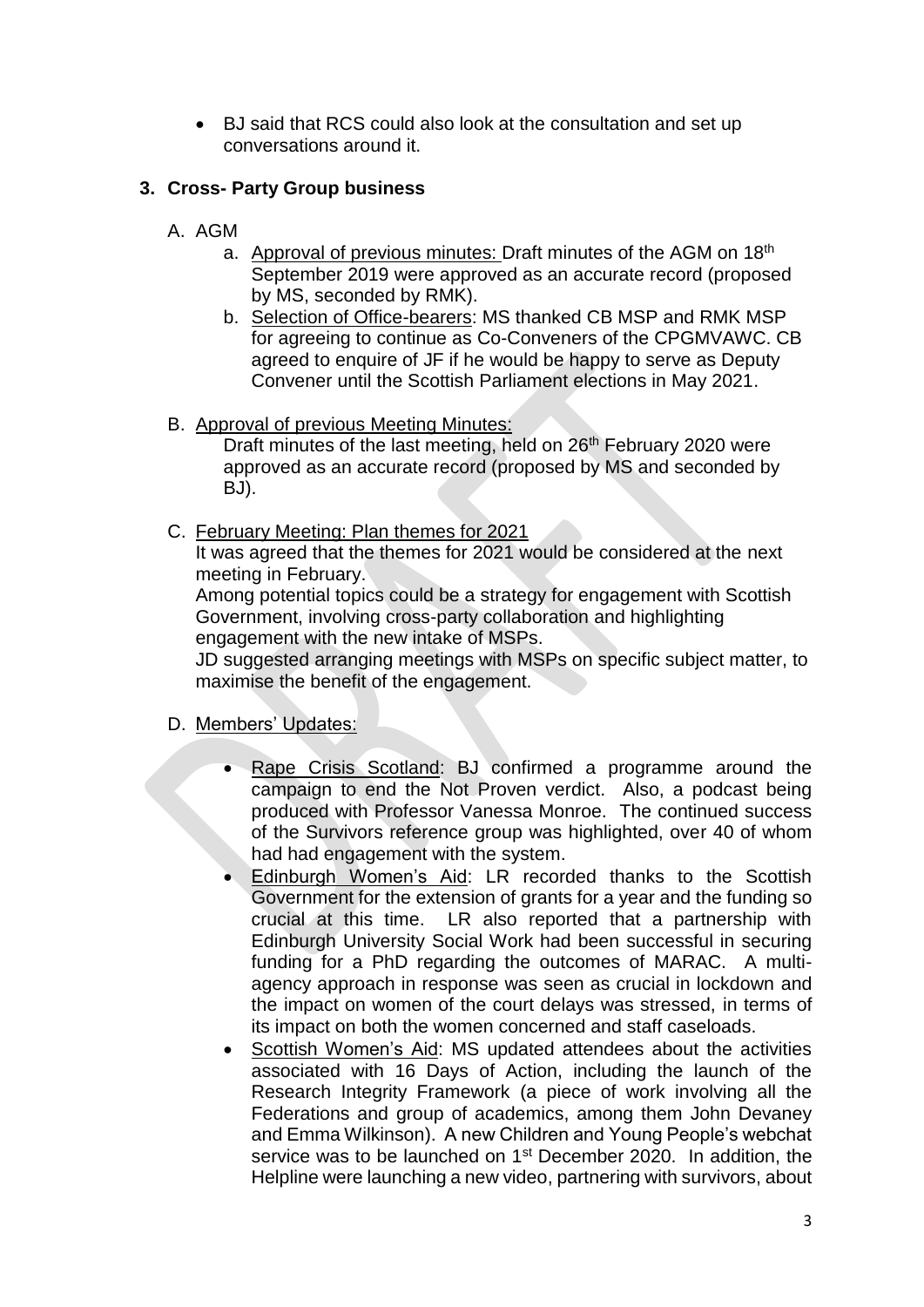- BJ said that RCS could also look at the consultation and set up conversations around it.

**3. Cross- Party Group business**

A. AGM

   a. Approval of previous minutes: Draft minutes of the AGM on 18th September 2019 were approved as an accurate record (proposed by MS, seconded by RMK).

   b. Selection of Office-bearers: MS thanked CB MSP and RMK MSP for agreeing to continue as Co-Conveners of the CPGMVAWC. CB agreed to enquire of JF if he would be happy to serve as Deputy Convener until the Scottish Parliament elections in May 2021.

B. Approval of previous Meeting Minutes:

   Draft minutes of the last meeting, held on 26th February 2020 were approved as an accurate record (proposed by MS and seconded by BJ).

C. February Meeting: Plan themes for 2021

   It was agreed that the themes for 2021 would be considered at the next meeting in February.

   Among potential topics could be a strategy for engagement with Scottish Government, involving cross-party collaboration and highlighting engagement with the new intake of MSPs.

   JD suggested arranging meetings with MSPs on specific subject matter, to maximise the benefit of the engagement.

D. Members' Updates:

   - Rape Crisis Scotland: BJ confirmed a programme around the campaign to end the Not Proven verdict. Also, a podcast being produced with Professor Vanessa Monroe. The continued success of the Survivors reference group was highlighted, over 40 of whom had had engagement with the system.
   - Edinburgh Women's Aid: LR recorded thanks to the Scottish Government for the extension of grants for a year and the funding so crucial at this time. LR also reported that a partnership with Edinburgh University Social Work had been successful in securing funding for a PhD regarding the outcomes of MARAC. A multi-agency approach in response was seen as crucial in lockdown and the impact on women of the court delays was stressed, in terms of its impact on both the women concerned and staff caseloads.
   - Scottish Women's Aid: MS updated attendees about the activities associated with 16 Days of Action, including the launch of the Research Integrity Framework (a piece of work involving all the Federations and group of academics, among them John Devaney and Emma Wilkinson). A new Children and Young People's webchat service was to be launched on 1st December 2020. In addition, the Helpline were launching a new video, partnering with survivors, about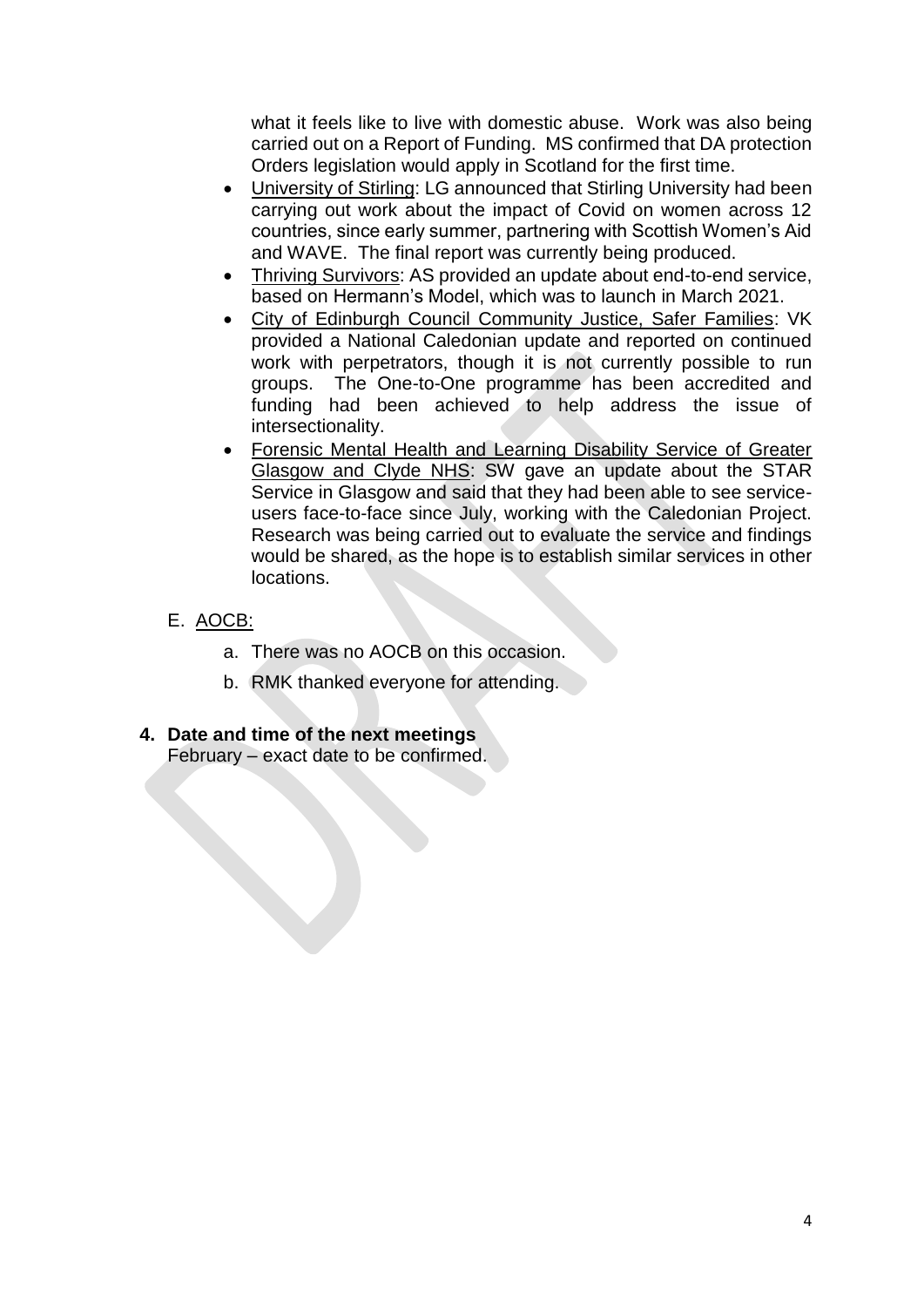what it feels like to live with domestic abuse. Work was also being carried out on a Report of Funding. MS confirmed that DA protection Orders legislation would apply in Scotland for the first time.

- University of Stirling: LG announced that Stirling University had been carrying out work about the impact of Covid on women across 12 countries, since early summer, partnering with Scottish Women's Aid and WAVE. The final report was currently being produced.
- Thriving Survivors: AS provided an update about end-to-end service, based on Hermann's Model, which was to launch in March 2021.
- City of Edinburgh Council Community Justice, Safer Families: VK provided a National Caledonian update and reported on continued work with perpetrators, though it is not currently possible to run groups. The One-to-One programme has been accredited and funding had been achieved to help address the issue of intersectionality.
- Forensic Mental Health and Learning Disability Service of Greater Glasgow and Clyde NHS: SW gave an update about the STAR Service in Glasgow and said that they had been able to see service-users face-to-face since July, working with the Caledonian Project. Research was being carried out to evaluate the service and findings would be shared, as the hope is to establish similar services in other locations.

E. AOCB:

a. There was no AOCB on this occasion.

b. RMK thanked everyone for attending.

**4. Date and time of the next meetings**

February – exact date to be confirmed.